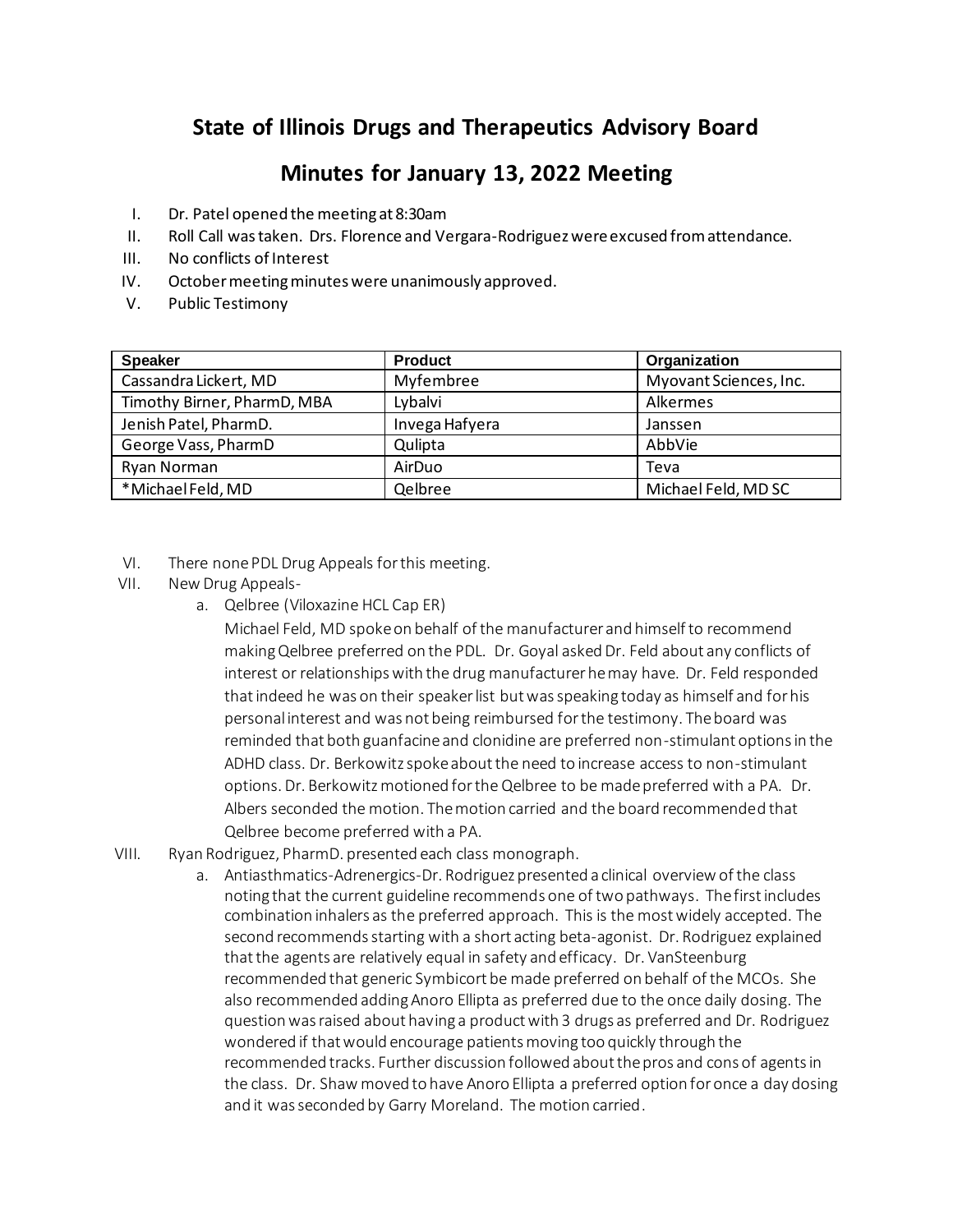# State of Illinois Drugs and Therapeutics Advisory Board

## Minutes for January 13, 2022 Meeting

I. Dr. Patel opened the meeting at 8:30am

II. Roll Call was taken. Drs. Florence and Vergara-Rodriguez were excused from attendance.

III. No conflicts of Interest

IV. October meeting minutes were unanimously approved.

V. Public Testimony

| Speaker | Product | Organization |
|---|---|---|
| Cassandra Lickert, MD | Myfembree | Myovant Sciences, Inc. |
| Timothy Birner, PharmD, MBA | Lybalvi | Alkermes |
| Jenish Patel, PharmD. | Invega Hafyera | Janssen |
| George Vass, PharmD | Qulipta | AbbVie |
| Ryan Norman | AirDuo | Teva |
| *Michael Feld, MD | Qelbree | Michael Feld, MD SC |

VI. There none PDL Drug Appeals for this meeting.

VII. New Drug Appeals-

a. Qelbree (Viloxazine HCL Cap ER)

Michael Feld, MD spoke on behalf of the manufacturer and himself to recommend making Qelbree preferred on the PDL. Dr. Goyal asked Dr. Feld about any conflicts of interest or relationships with the drug manufacturer he may have. Dr. Feld responded that indeed he was on their speaker list but was speaking today as himself and for his personal interest and was not being reimbursed for the testimony. The board was reminded that both guanfacine and clonidine are preferred non-stimulant options in the ADHD class. Dr. Berkowitz spoke about the need to increase access to non-stimulant options. Dr. Berkowitz motioned for the Qelbree to be made preferred with a PA. Dr. Albers seconded the motion. The motion carried and the board recommended that Qelbree become preferred with a PA.

VIII. Ryan Rodriguez, PharmD. presented each class monograph.

a. Antiasthmatics-Adrenergics-Dr. Rodriguez presented a clinical overview of the class noting that the current guideline recommends one of two pathways. The first includes combination inhalers as the preferred approach. This is the most widely accepted. The second recommends starting with a short acting beta-agonist. Dr. Rodriguez explained that the agents are relatively equal in safety and efficacy. Dr. VanSteenburg recommended that generic Symbicort be made preferred on behalf of the MCOs. She also recommended adding Anoro Ellipta as preferred due to the once daily dosing. The question was raised about having a product with 3 drugs as preferred and Dr. Rodriguez wondered if that would encourage patients moving too quickly through the recommended tracks. Further discussion followed about the pros and cons of agents in the class. Dr. Shaw moved to have Anoro Ellipta a preferred option for once a day dosing and it was seconded by Garry Moreland. The motion carried.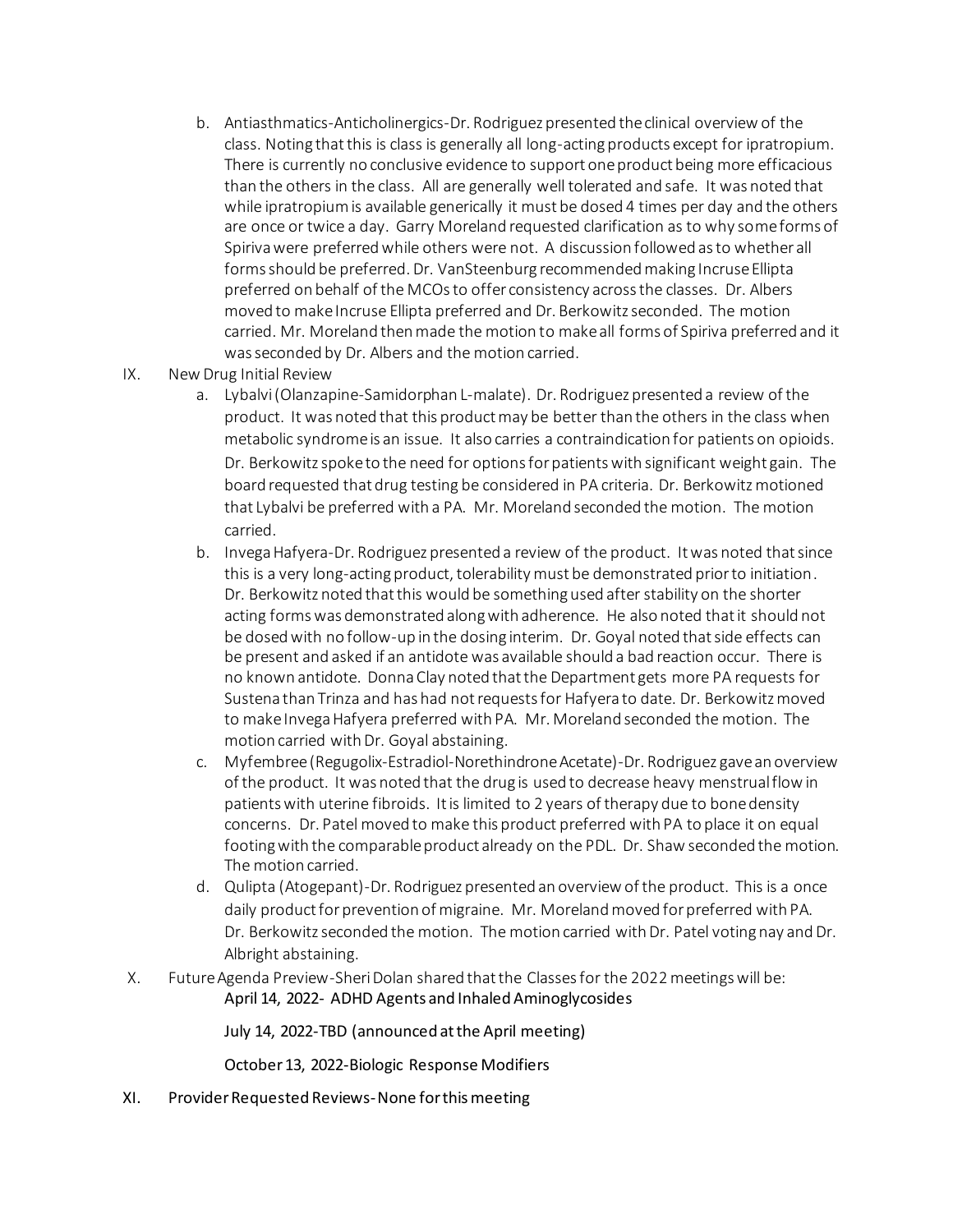b. Antiasthmatics-Anticholinergics-Dr. Rodriguez presented the clinical overview of the class. Noting that this is class is generally all long-acting products except for ipratropium. There is currently no conclusive evidence to support one product being more efficacious than the others in the class. All are generally well tolerated and safe. It was noted that while ipratropium is available generically it must be dosed 4 times per day and the others are once or twice a day. Garry Moreland requested clarification as to why some forms of Spiriva were preferred while others were not. A discussion followed as to whether all forms should be preferred. Dr. VanSteenburg recommended making Incruse Ellipta preferred on behalf of the MCOs to offer consistency across the classes. Dr. Albers moved to make Incruse Ellipta preferred and Dr. Berkowitz seconded. The motion carried. Mr. Moreland then made the motion to make all forms of Spiriva preferred and it was seconded by Dr. Albers and the motion carried.

IX. New Drug Initial Review

a. Lybalvi (Olanzapine-Samidorphan L-malate). Dr. Rodriguez presented a review of the product. It was noted that this product may be better than the others in the class when metabolic syndrome is an issue. It also carries a contraindication for patients on opioids. Dr. Berkowitz spoke to the need for options for patients with significant weight gain. The board requested that drug testing be considered in PA criteria. Dr. Berkowitz motioned that Lybalvi be preferred with a PA. Mr. Moreland seconded the motion. The motion carried.

b. Invega Hafyera-Dr. Rodriguez presented a review of the product. It was noted that since this is a very long-acting product, tolerability must be demonstrated prior to initiation. Dr. Berkowitz noted that this would be something used after stability on the shorter acting forms was demonstrated along with adherence. He also noted that it should not be dosed with no follow-up in the dosing interim. Dr. Goyal noted that side effects can be present and asked if an antidote was available should a bad reaction occur. There is no known antidote. Donna Clay noted that the Department gets more PA requests for Sustena than Trinza and has had not requests for Hafyera to date. Dr. Berkowitz moved to make Invega Hafyera preferred with PA. Mr. Moreland seconded the motion. The motion carried with Dr. Goyal abstaining.

c. Myfembree (Regugolix-Estradiol-Norethindrone Acetate)-Dr. Rodriguez gave an overview of the product. It was noted that the drug is used to decrease heavy menstrual flow in patients with uterine fibroids. It is limited to 2 years of therapy due to bone density concerns. Dr. Patel moved to make this product preferred with PA to place it on equal footing with the comparable product already on the PDL. Dr. Shaw seconded the motion. The motion carried.

d. Qulipta (Atogepant)-Dr. Rodriguez presented an overview of the product. This is a once daily product for prevention of migraine. Mr. Moreland moved for preferred with PA. Dr. Berkowitz seconded the motion. The motion carried with Dr. Patel voting nay and Dr. Albright abstaining.

X. Future Agenda Preview-Sheri Dolan shared that the Classes for the 2022 meetings will be:

April 14, 2022- ADHD Agents and Inhaled Aminoglycosides

July 14, 2022-TBD (announced at the April meeting)

October 13, 2022-Biologic Response Modifiers

XI. Provider Requested Reviews-None for this meeting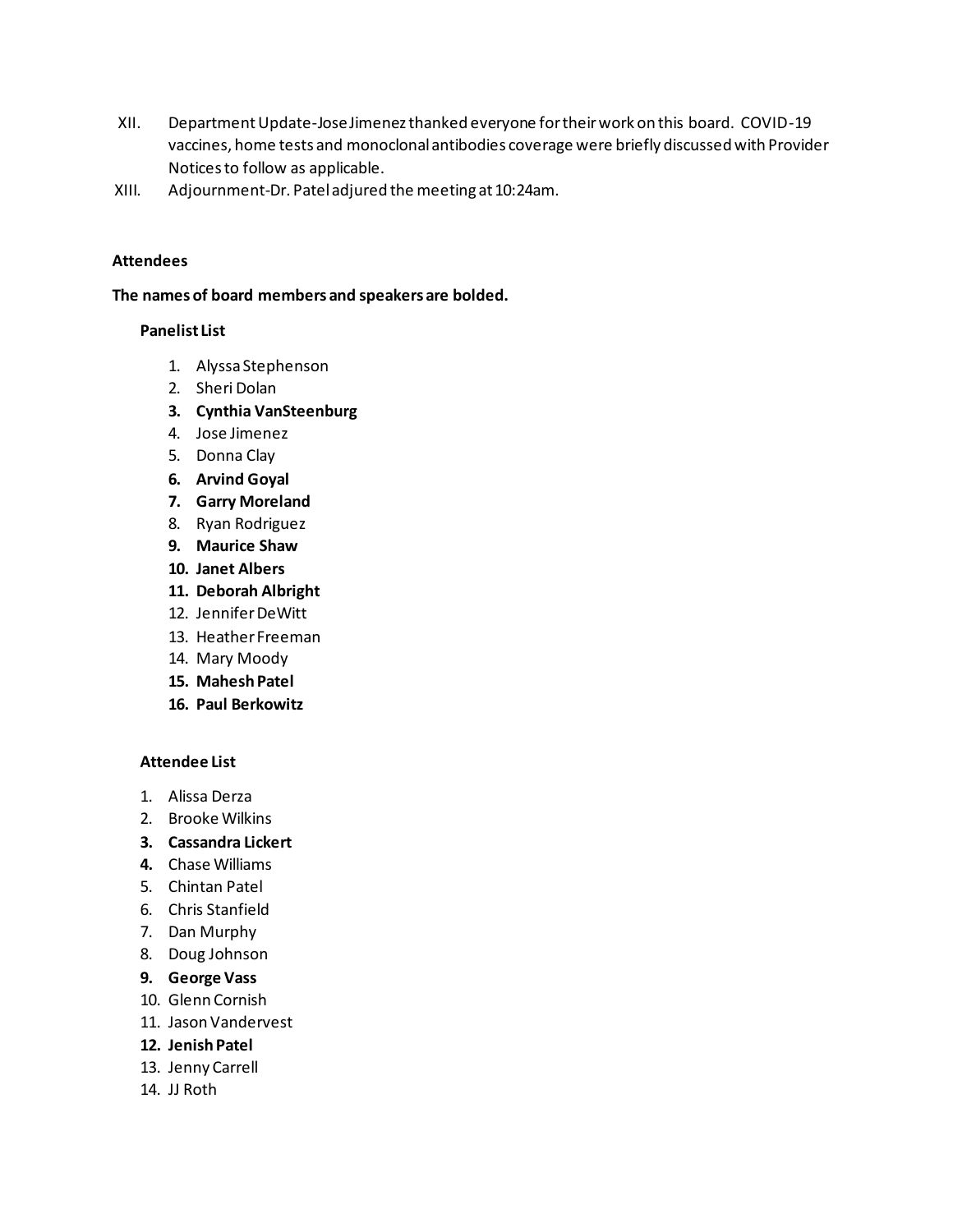XII. Department Update-Jose Jimenez thanked everyone for their work on this board. COVID-19 vaccines, home tests and monoclonal antibodies coverage were briefly discussed with Provider Notices to follow as applicable.

XIII. Adjournment-Dr. Patel adjured the meeting at 10:24am.

**Attendees**

**The names of board members and speakers are bolded.**

**Panelist List**

1. Alyssa Stephenson
2. Sheri Dolan
3. **Cynthia VanSteenburg**
4. Jose Jimenez
5. Donna Clay
6. **Arvind Goyal**
7. **Garry Moreland**
8. Ryan Rodriguez
9. **Maurice Shaw**
10. **Janet Albers**
11. **Deborah Albright**
12. Jennifer DeWitt
13. Heather Freeman
14. Mary Moody
15. **Mahesh Patel**
16. **Paul Berkowitz**

**Attendee List**

1. Alissa Derza
2. Brooke Wilkins
3. **Cassandra Lickert**
4. Chase Williams
5. Chintan Patel
6. Chris Stanfield
7. Dan Murphy
8. Doug Johnson
9. **George Vass**
10. Glenn Cornish
11. Jason Vandervest
12. **Jenish Patel**
13. Jenny Carrell
14. JJ Roth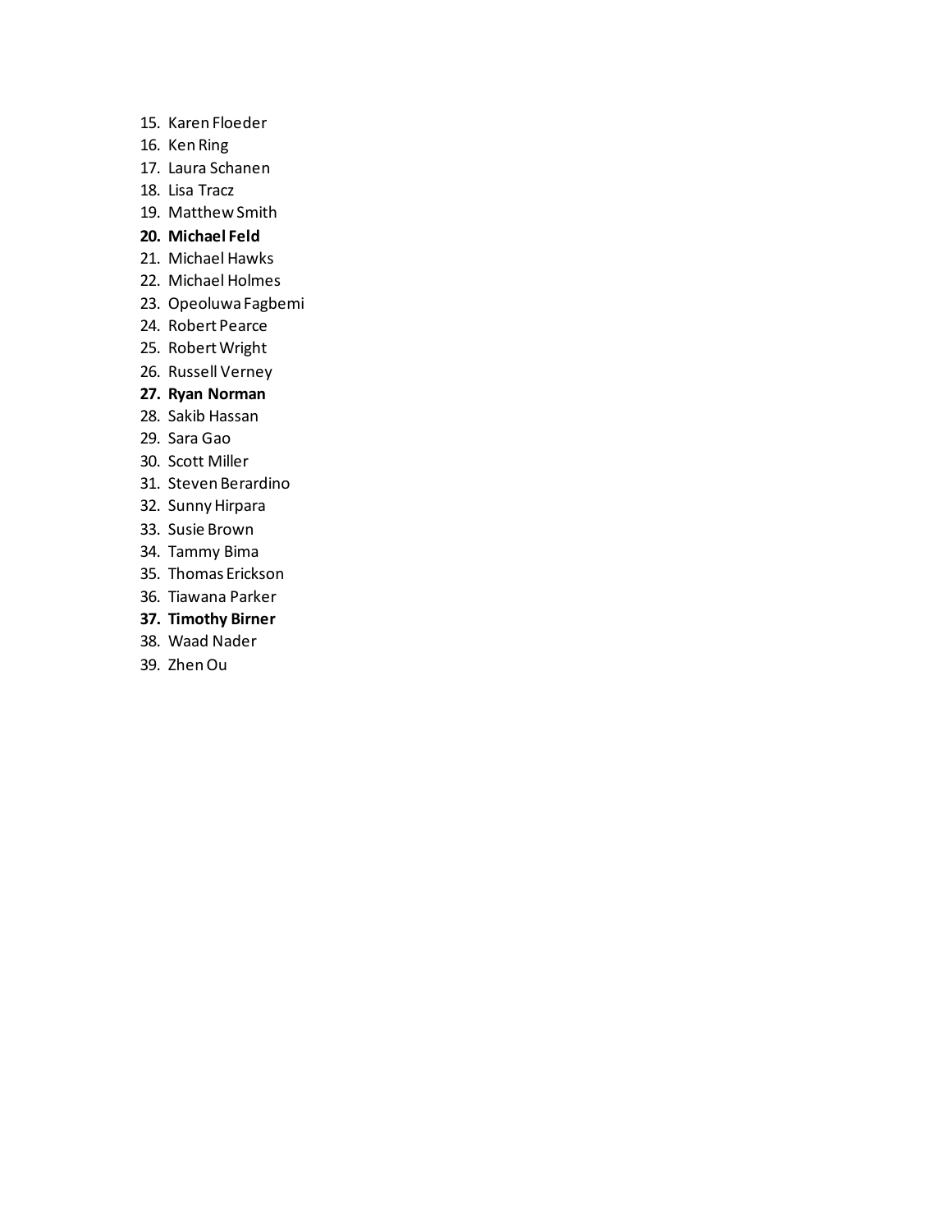15. Karen Floeder
16. Ken Ring
17. Laura Schanen
18. Lisa Tracz
19. Matthew Smith
20. **Michael Feld**
21. Michael Hawks
22. Michael Holmes
23. Opeoluwa Fagbemi
24. Robert Pearce
25. Robert Wright
26. Russell Verney
27. **Ryan Norman**
28. Sakib Hassan
29. Sara Gao
30. Scott Miller
31. Steven Berardino
32. Sunny Hirpara
33. Susie Brown
34. Tammy Bima
35. Thomas Erickson
36. Tiawana Parker
37. **Timothy Birner**
38. Waad Nader
39. Zhen Ou